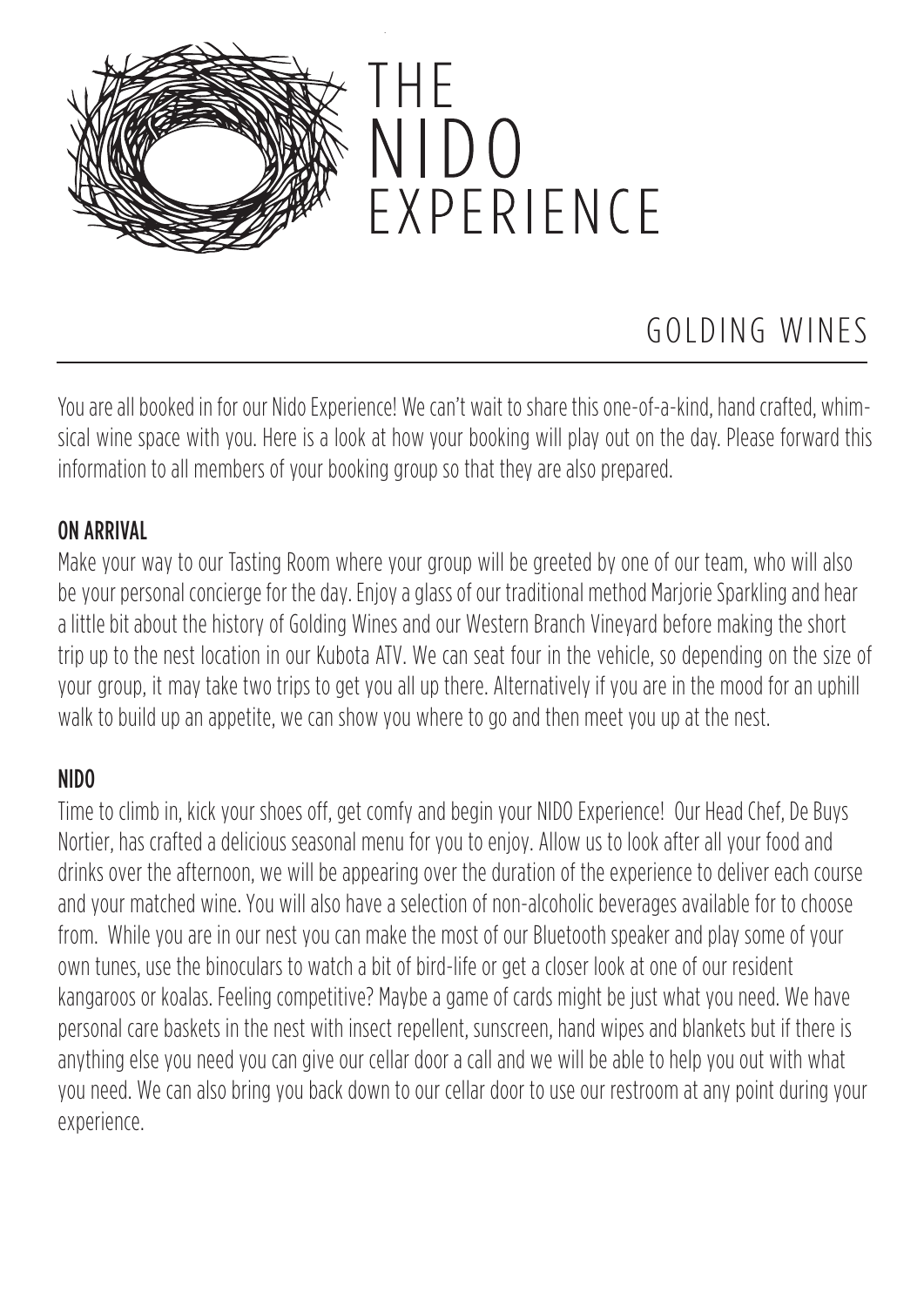# THE NIDO EXPERIENCE

## GOLDING WINES

You are all booked in for our Nido Experience! We can't wait to share this one-of-a-kind, hand crafted, whimsical wine space with you. Here is a look at how your booking will play out on the day. Please forward this information to all members of your booking group so that they are also prepared.

### ON ARRIVAL

Make your way to our Tasting Room where your group will be greeted by one of our team, who will also be your personal concierge for the day. Enjoy a glass of our traditional method Marjorie Sparkling and hear a little bit about the history of Golding Wines and our Western Branch Vineyard before making the short trip up to the nest location in our Kubota ATV. We can seat four in the vehicle, so depending on the size of your group, it may take two trips to get you all up there. Alternatively if you are in the mood for an uphill walk to build up an appetite, we can show you where to go and then meet you up at the nest.

### NIDO

Time to climb in, kick your shoes off, get comfy and begin your NIDO Experience! Our Head Chef, De Buys Nortier, has crafted a delicious seasonal menu for you to enjoy. Allow us to look after all your food and drinks over the afternoon, we will be appearing over the duration of the experience to deliver each course and your matched wine. You will also have a selection of non-alcoholic beverages available for to choose from. While you are in our nest you can make the most of our Bluetooth speaker and play some of your own tunes, use the binoculars to watch a bit of bird-life or get a closer look at one of our resident kangaroos or koalas. Feeling competitive? Maybe a game of cards might be just what you need. We have personal care baskets in the nest with insect repellent, sunscreen, hand wipes and blankets but if there is anything else you need you can give our cellar door a call and we will be able to help you out with what you need. We can also bring you back down to our cellar door to use our restroom at any point during your experience.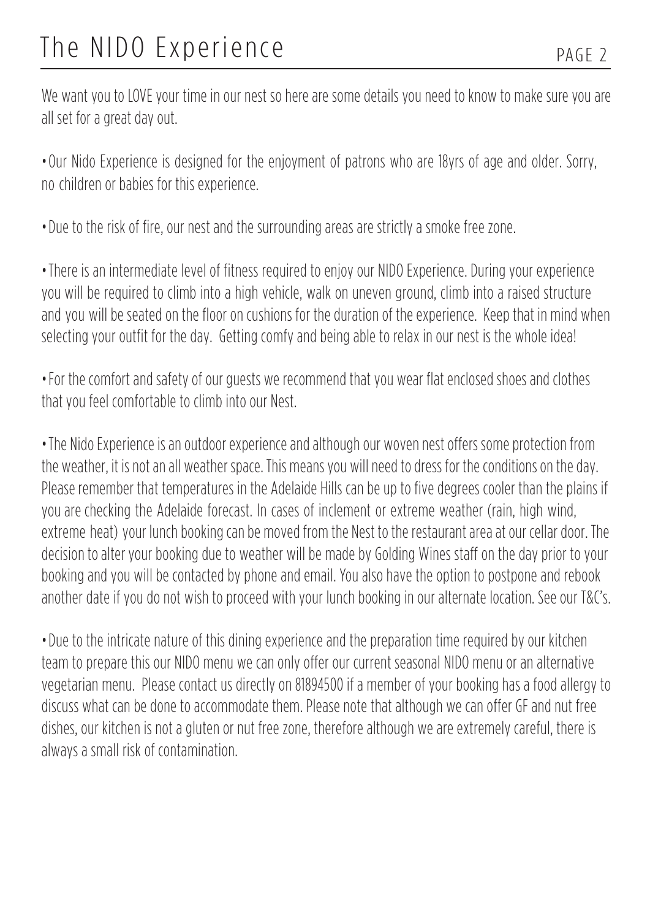# The NIDO Experience

We want you to LOVE your time in our nest so here are some details you need to know to make sure you are all set for a great day out.

- Our Nido Experience is designed for the enjoyment of patrons who are 18yrs of age and older. Sorry, no children or babies for this experience.

- Due to the risk of fire, our nest and the surrounding areas are strictly a smoke free zone.

- There is an intermediate level of fitness required to enjoy our NIDO Experience. During your experience you will be required to climb into a high vehicle, walk on uneven ground, climb into a raised structure and you will be seated on the floor on cushions for the duration of the experience. Keep that in mind when selecting your outfit for the day. Getting comfy and being able to relax in our nest is the whole idea!

- For the comfort and safety of our guests we recommend that you wear flat enclosed shoes and clothes that you feel comfortable to climb into our Nest.

- The Nido Experience is an outdoor experience and although our woven nest offers some protection from the weather, it is not an all weather space. This means you will need to dress for the conditions on the day. Please remember that temperatures in the Adelaide Hills can be up to five degrees cooler than the plains if you are checking the Adelaide forecast. In cases of inclement or extreme weather (rain, high wind, extreme heat) your lunch booking can be moved from the Nest to the restaurant area at our cellar door. The decision to alter your booking due to weather will be made by Golding Wines staff on the day prior to your booking and you will be contacted by phone and email. You also have the option to postpone and rebook another date if you do not wish to proceed with your lunch booking in our alternate location. See our T&C's.

- Due to the intricate nature of this dining experience and the preparation time required by our kitchen team to prepare this our NIDO menu we can only offer our current seasonal NIDO menu or an alternative vegetarian menu. Please contact us directly on 81894500 if a member of your booking has a food allergy to discuss what can be done to accommodate them. Please note that although we can offer GF and nut free dishes, our kitchen is not a gluten or nut free zone, therefore although we are extremely careful, there is always a small risk of contamination.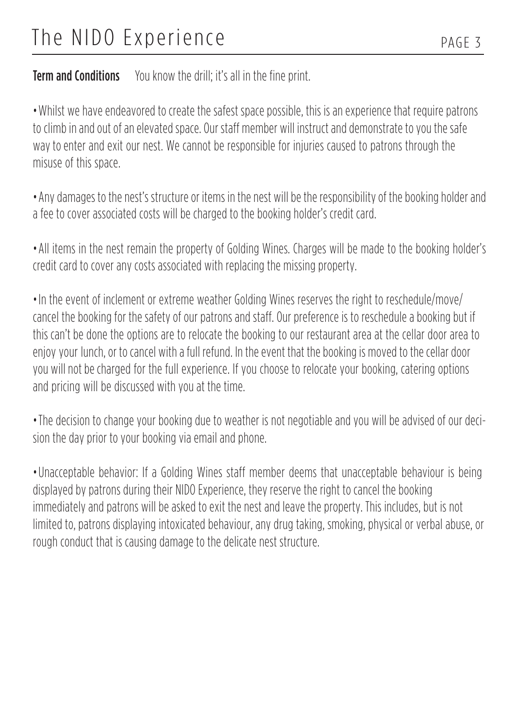# The NIDO Experience

**Term and Conditions** You know the drill; it's all in the fine print.

• Whilst we have endeavored to create the safest space possible, this is an experience that require patrons to climb in and out of an elevated space. Our staff member will instruct and demonstrate to you the safe way to enter and exit our nest. We cannot be responsible for injuries caused to patrons through the misuse of this space.

• Any damages to the nest's structure or items in the nest will be the responsibility of the booking holder and a fee to cover associated costs will be charged to the booking holder's credit card.

• All items in the nest remain the property of Golding Wines. Charges will be made to the booking holder's credit card to cover any costs associated with replacing the missing property.

• In the event of inclement or extreme weather Golding Wines reserves the right to reschedule/move/ cancel the booking for the safety of our patrons and staff. Our preference is to reschedule a booking but if this can't be done the options are to relocate the booking to our restaurant area at the cellar door area to enjoy your lunch, or to cancel with a full refund. In the event that the booking is moved to the cellar door you will not be charged for the full experience. If you choose to relocate your booking, catering options and pricing will be discussed with you at the time.

• The decision to change your booking due to weather is not negotiable and you will be advised of our decision the day prior to your booking via email and phone.

• Unacceptable behavior: If a Golding Wines staff member deems that unacceptable behaviour is being displayed by patrons during their NIDO Experience, they reserve the right to cancel the booking immediately and patrons will be asked to exit the nest and leave the property. This includes, but is not limited to, patrons displaying intoxicated behaviour, any drug taking, smoking, physical or verbal abuse, or rough conduct that is causing damage to the delicate nest structure.